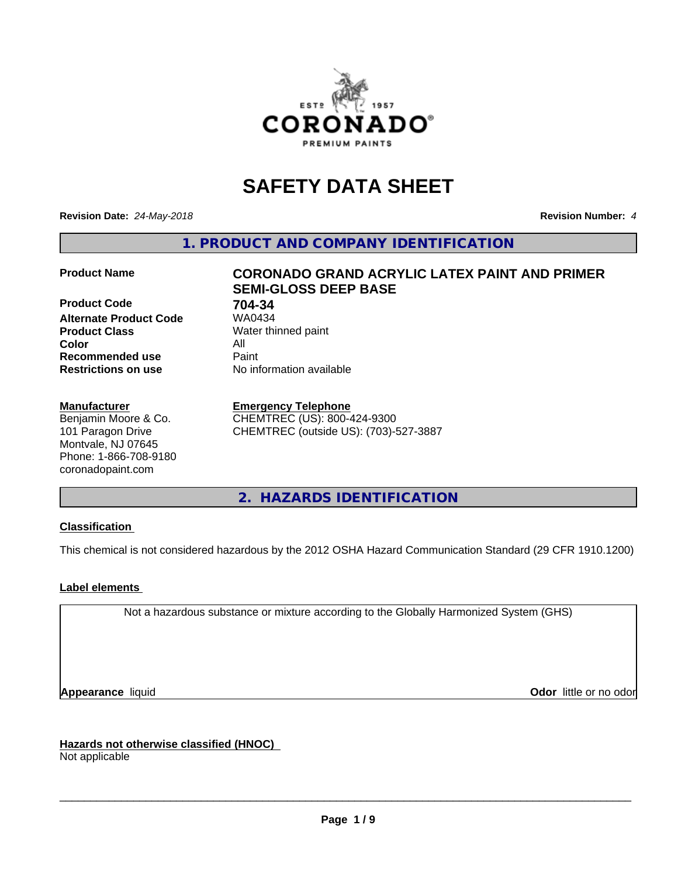# SAFETY DATA SHEET

**Revision Date:** *24-May-2018*

**Revision Number:** *4*

## 1. PRODUCT AND COMPANY IDENTIFICATION

| | |
|---|---|
| **Product Name** | **CORONADO GRAND ACRYLIC LATEX PAINT AND PRIMER SEMI-GLOSS DEEP BASE** |
| **Product Code** | **704-34** |
| **Alternate Product Code** | WA0434 |
| **Product Class** | Water thinned paint |
| **Color** | All |
| **Recommended use** | Paint |
| **Restrictions on use** | No information available |

**Manufacturer**
Benjamin Moore & Co.
101 Paragon Drive
Montvale, NJ 07645
Phone: 1-866-708-9180
coronadopaint.com

**Emergency Telephone**
CHEMTREC (US): 800-424-9300
CHEMTREC (outside US): (703)-527-3887

## 2. HAZARDS IDENTIFICATION

**Classification**

This chemical is not considered hazardous by the 2012 OSHA Hazard Communication Standard (29 CFR 1910.1200)

**Label elements**

Not a hazardous substance or mixture according to the Globally Harmonized System (GHS)

**Appearance** liquid

**Odor** little or no odor

**Hazards not otherwise classified (HNOC)**
Not applicable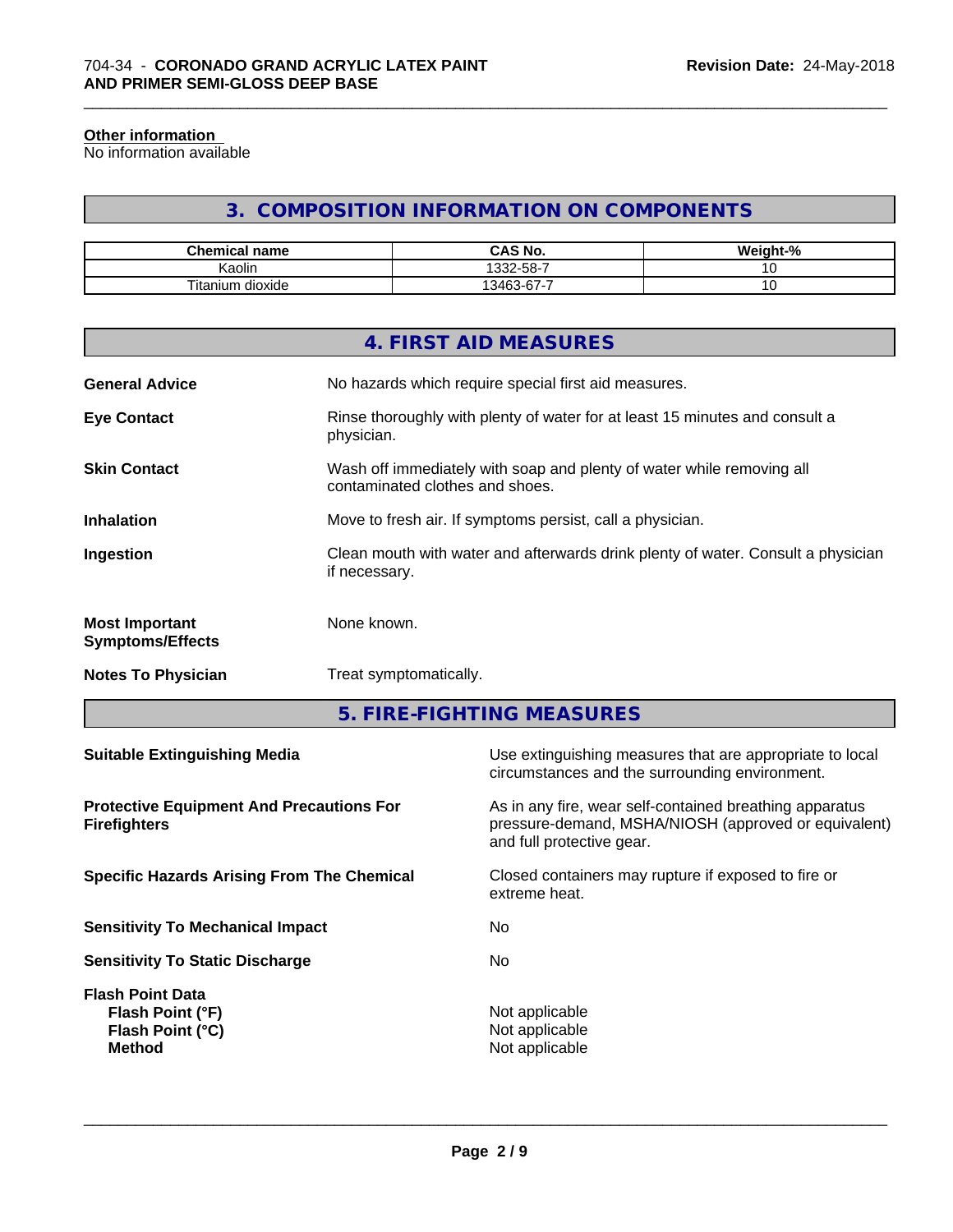#### Other information

No information available

## 3. COMPOSITION INFORMATION ON COMPONENTS

| Chemical name | CAS No. | Weight-% |
|---|---|---|
| Kaolin | 1332-58-7 | 10 |
| Titanium dioxide | 13463-67-7 | 10 |

## 4. FIRST AID MEASURES

**General Advice** No hazards which require special first aid measures.

**Eye Contact** Rinse thoroughly with plenty of water for at least 15 minutes and consult a physician.

**Skin Contact** Wash off immediately with soap and plenty of water while removing all contaminated clothes and shoes.

**Inhalation** Move to fresh air. If symptoms persist, call a physician.

**Ingestion** Clean mouth with water and afterwards drink plenty of water. Consult a physician if necessary.

**Most Important Symptoms/Effects** None known.

**Notes To Physician** Treat symptomatically.

## 5. FIRE-FIGHTING MEASURES

**Suitable Extinguishing Media** Use extinguishing measures that are appropriate to local circumstances and the surrounding environment.

**Protective Equipment And Precautions For Firefighters** As in any fire, wear self-contained breathing apparatus pressure-demand, MSHA/NIOSH (approved or equivalent) and full protective gear.

**Specific Hazards Arising From The Chemical** Closed containers may rupture if exposed to fire or extreme heat.

**Sensitivity To Mechanical Impact** No

**Sensitivity To Static Discharge** No

**Flash Point Data**
**Flash Point (°F)** Not applicable
**Flash Point (°C)** Not applicable
**Method** Not applicable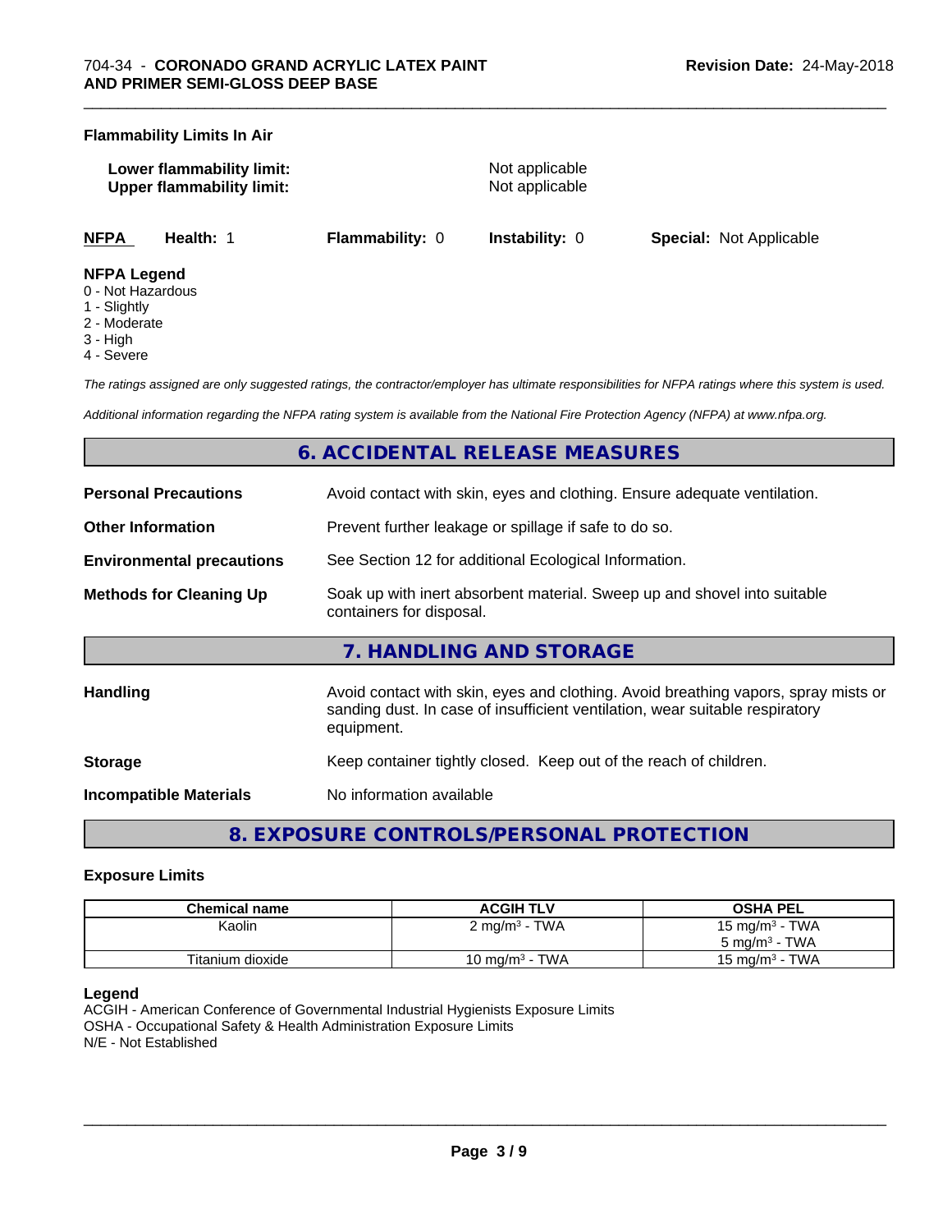**Flammability Limits In Air**

**Lower flammability limit:** Not applicable
**Upper flammability limit:** Not applicable

| **NFPA** | **Health:** 1 | **Flammability:** 0 | **Instability:** 0 | **Special:** Not Applicable |
|---|---|---|---|---|

**NFPA Legend**
0 - Not Hazardous
1 - Slightly
2 - Moderate
3 - High
4 - Severe

*The ratings assigned are only suggested ratings, the contractor/employer has ultimate responsibilities for NFPA ratings where this system is used.*

*Additional information regarding the NFPA rating system is available from the National Fire Protection Agency (NFPA) at www.nfpa.org.*

## 6. ACCIDENTAL RELEASE MEASURES

| | |
|---|---|
| **Personal Precautions** | Avoid contact with skin, eyes and clothing. Ensure adequate ventilation. |
| **Other Information** | Prevent further leakage or spillage if safe to do so. |
| **Environmental precautions** | See Section 12 for additional Ecological Information. |
| **Methods for Cleaning Up** | Soak up with inert absorbent material. Sweep up and shovel into suitable containers for disposal. |

## 7. HANDLING AND STORAGE

| | |
|---|---|
| **Handling** | Avoid contact with skin, eyes and clothing. Avoid breathing vapors, spray mists or sanding dust. In case of insufficient ventilation, wear suitable respiratory equipment. |
| **Storage** | Keep container tightly closed. Keep out of the reach of children. |
| **Incompatible Materials** | No information available |

## 8. EXPOSURE CONTROLS/PERSONAL PROTECTION

### Exposure Limits

| Chemical name | ACGIH TLV | OSHA PEL |
|---|---|---|
| Kaolin | 2 mg/m³ - TWA | 15 mg/m³ - TWA<br>5 mg/m³ - TWA |
| Titanium dioxide | 10 mg/m³ - TWA | 15 mg/m³ - TWA |

**Legend**
ACGIH - American Conference of Governmental Industrial Hygienists Exposure Limits
OSHA - Occupational Safety & Health Administration Exposure Limits
N/E - Not Established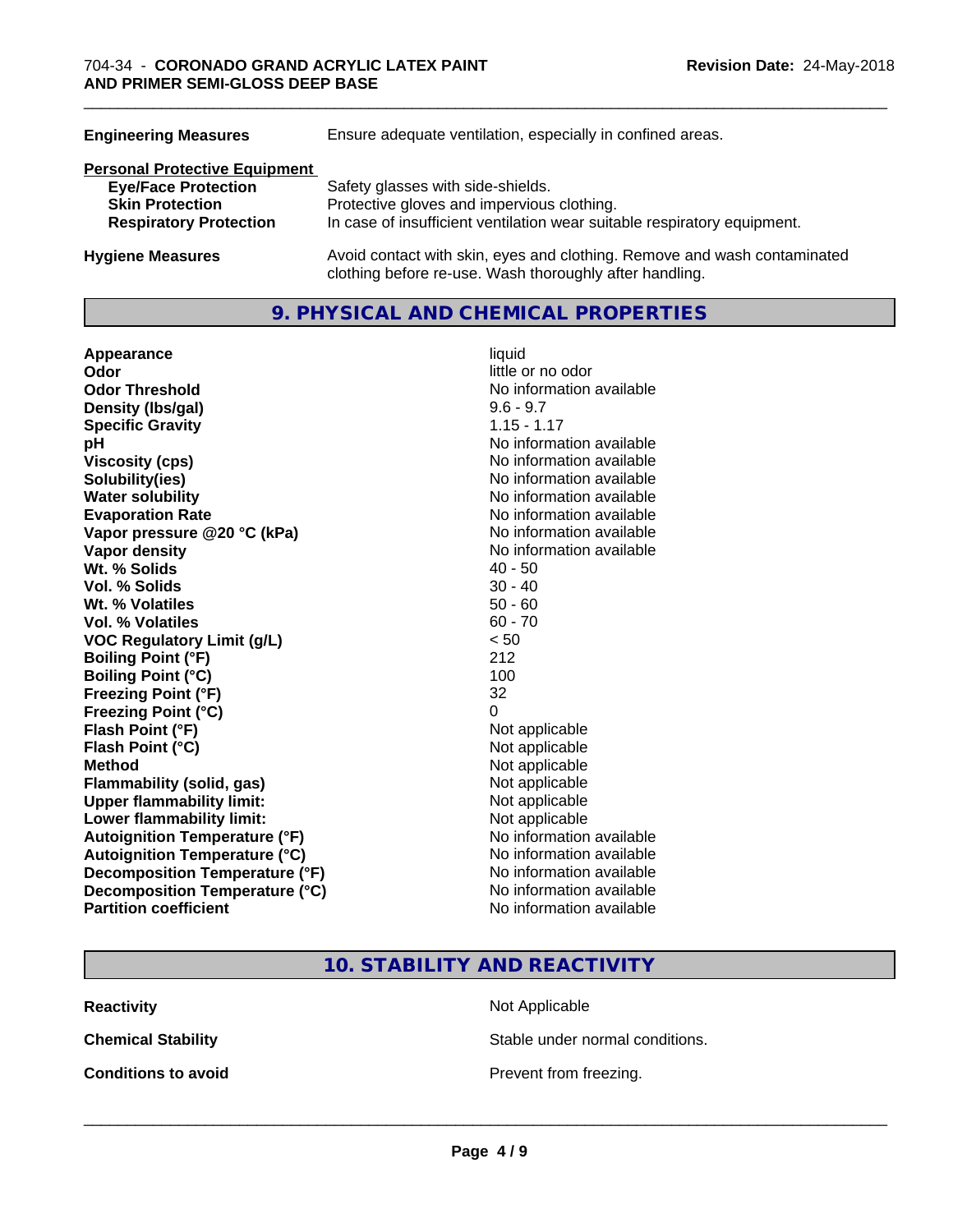| | |
|---|---|
| **Engineering Measures** | Ensure adequate ventilation, especially in confined areas. |

**Personal Protective Equipment**

| | |
|---|---|
| **Eye/Face Protection** | Safety glasses with side-shields. |
| **Skin Protection** | Protective gloves and impervious clothing. |
| **Respiratory Protection** | In case of insufficient ventilation wear suitable respiratory equipment. |

| | |
|---|---|
| **Hygiene Measures** | Avoid contact with skin, eyes and clothing. Remove and wash contaminated clothing before re-use. Wash thoroughly after handling. |

## 9. PHYSICAL AND CHEMICAL PROPERTIES

| | |
|---|---|
| **Appearance** | liquid |
| **Odor** | little or no odor |
| **Odor Threshold** | No information available |
| **Density (lbs/gal)** | 9.6 - 9.7 |
| **Specific Gravity** | 1.15 - 1.17 |
| **pH** | No information available |
| **Viscosity (cps)** | No information available |
| **Solubility(ies)** | No information available |
| **Water solubility** | No information available |
| **Evaporation Rate** | No information available |
| **Vapor pressure @20 °C (kPa)** | No information available |
| **Vapor density** | No information available |
| **Wt. % Solids** | 40 - 50 |
| **Vol. % Solids** | 30 - 40 |
| **Wt. % Volatiles** | 50 - 60 |
| **Vol. % Volatiles** | 60 - 70 |
| **VOC Regulatory Limit (g/L)** | < 50 |
| **Boiling Point (°F)** | 212 |
| **Boiling Point (°C)** | 100 |
| **Freezing Point (°F)** | 32 |
| **Freezing Point (°C)** | 0 |
| **Flash Point (°F)** | Not applicable |
| **Flash Point (°C)** | Not applicable |
| **Method** | Not applicable |
| **Flammability (solid, gas)** | Not applicable |
| **Upper flammability limit:** | Not applicable |
| **Lower flammability limit:** | Not applicable |
| **Autoignition Temperature (°F)** | No information available |
| **Autoignition Temperature (°C)** | No information available |
| **Decomposition Temperature (°F)** | No information available |
| **Decomposition Temperature (°C)** | No information available |
| **Partition coefficient** | No information available |

## 10. STABILITY AND REACTIVITY

| | |
|---|---|
| **Reactivity** | Not Applicable |
| **Chemical Stability** | Stable under normal conditions. |
| **Conditions to avoid** | Prevent from freezing. |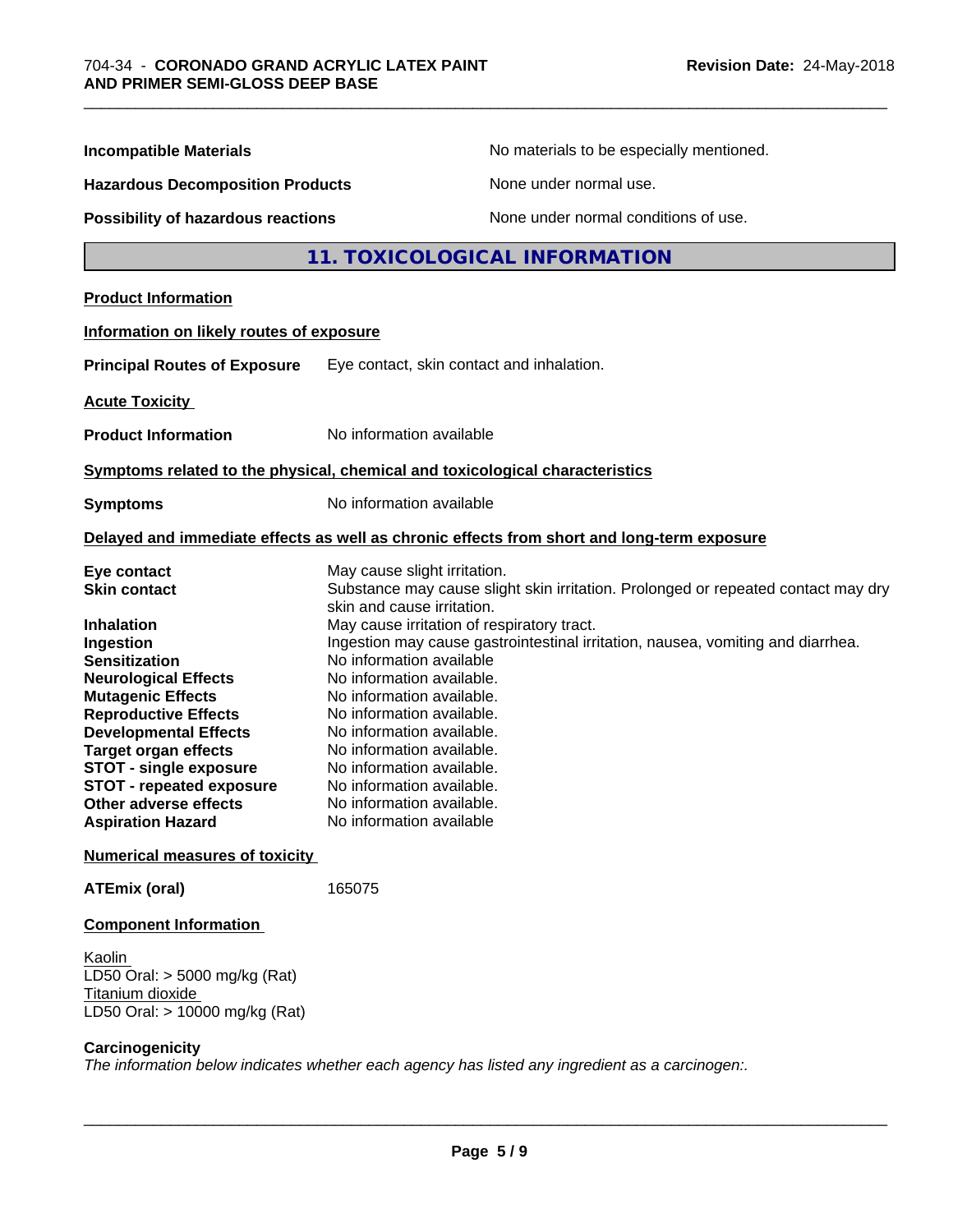| | |
|---|---|
| **Incompatible Materials** | No materials to be especially mentioned. |
| **Hazardous Decomposition Products** | None under normal use. |
| **Possibility of hazardous reactions** | None under normal conditions of use. |

## 11. TOXICOLOGICAL INFORMATION

**Product Information**

**Information on likely routes of exposure**

**Principal Routes of Exposure** Eye contact, skin contact and inhalation.

**Acute Toxicity**

**Product Information** No information available

**Symptoms related to the physical, chemical and toxicological characteristics**

**Symptoms** No information available

**Delayed and immediate effects as well as chronic effects from short and long-term exposure**

| | |
|---|---|
| **Eye contact** | May cause slight irritation. |
| **Skin contact** | Substance may cause slight skin irritation. Prolonged or repeated contact may dry skin and cause irritation. |
| **Inhalation** | May cause irritation of respiratory tract. |
| **Ingestion** | Ingestion may cause gastrointestinal irritation, nausea, vomiting and diarrhea. |
| **Sensitization** | No information available |
| **Neurological Effects** | No information available. |
| **Mutagenic Effects** | No information available. |
| **Reproductive Effects** | No information available. |
| **Developmental Effects** | No information available. |
| **Target organ effects** | No information available. |
| **STOT - single exposure** | No information available. |
| **STOT - repeated exposure** | No information available. |
| **Other adverse effects** | No information available. |
| **Aspiration Hazard** | No information available |

**Numerical measures of toxicity**

**ATEmix (oral)** 165075

**Component Information**

Kaolin
LD50 Oral: > 5000 mg/kg (Rat)
Titanium dioxide
LD50 Oral: > 10000 mg/kg (Rat)

**Carcinogenicity**
*The information below indicates whether each agency has listed any ingredient as a carcinogen:.*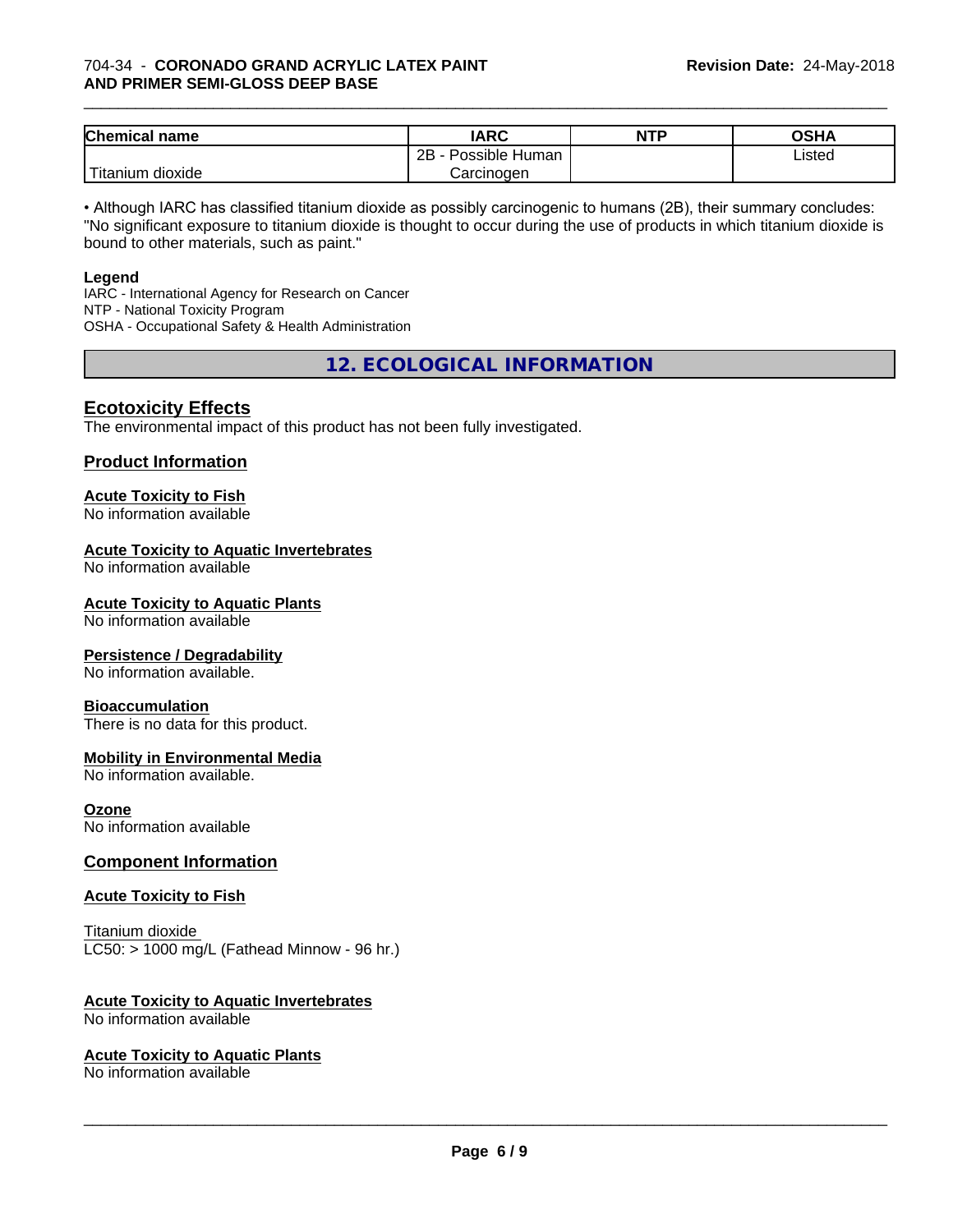| Chemical name | IARC | NTP | OSHA |
| --- | --- | --- | --- |
| Titanium dioxide | 2B - Possible Human Carcinogen | | Listed |

• Although IARC has classified titanium dioxide as possibly carcinogenic to humans (2B), their summary concludes: "No significant exposure to titanium dioxide is thought to occur during the use of products in which titanium dioxide is bound to other materials, such as paint."

**Legend**
IARC - International Agency for Research on Cancer
NTP - National Toxicity Program
OSHA - Occupational Safety & Health Administration

## 12. ECOLOGICAL INFORMATION

### Ecotoxicity Effects

The environmental impact of this product has not been fully investigated.

### Product Information

**Acute Toxicity to Fish**
No information available

**Acute Toxicity to Aquatic Invertebrates**
No information available

**Acute Toxicity to Aquatic Plants**
No information available

**Persistence / Degradability**
No information available.

**Bioaccumulation**
There is no data for this product.

**Mobility in Environmental Media**
No information available.

**Ozone**
No information available

### Component Information

**Acute Toxicity to Fish**

Titanium dioxide
LC50: > 1000 mg/L (Fathead Minnow - 96 hr.)

**Acute Toxicity to Aquatic Invertebrates**
No information available

**Acute Toxicity to Aquatic Plants**
No information available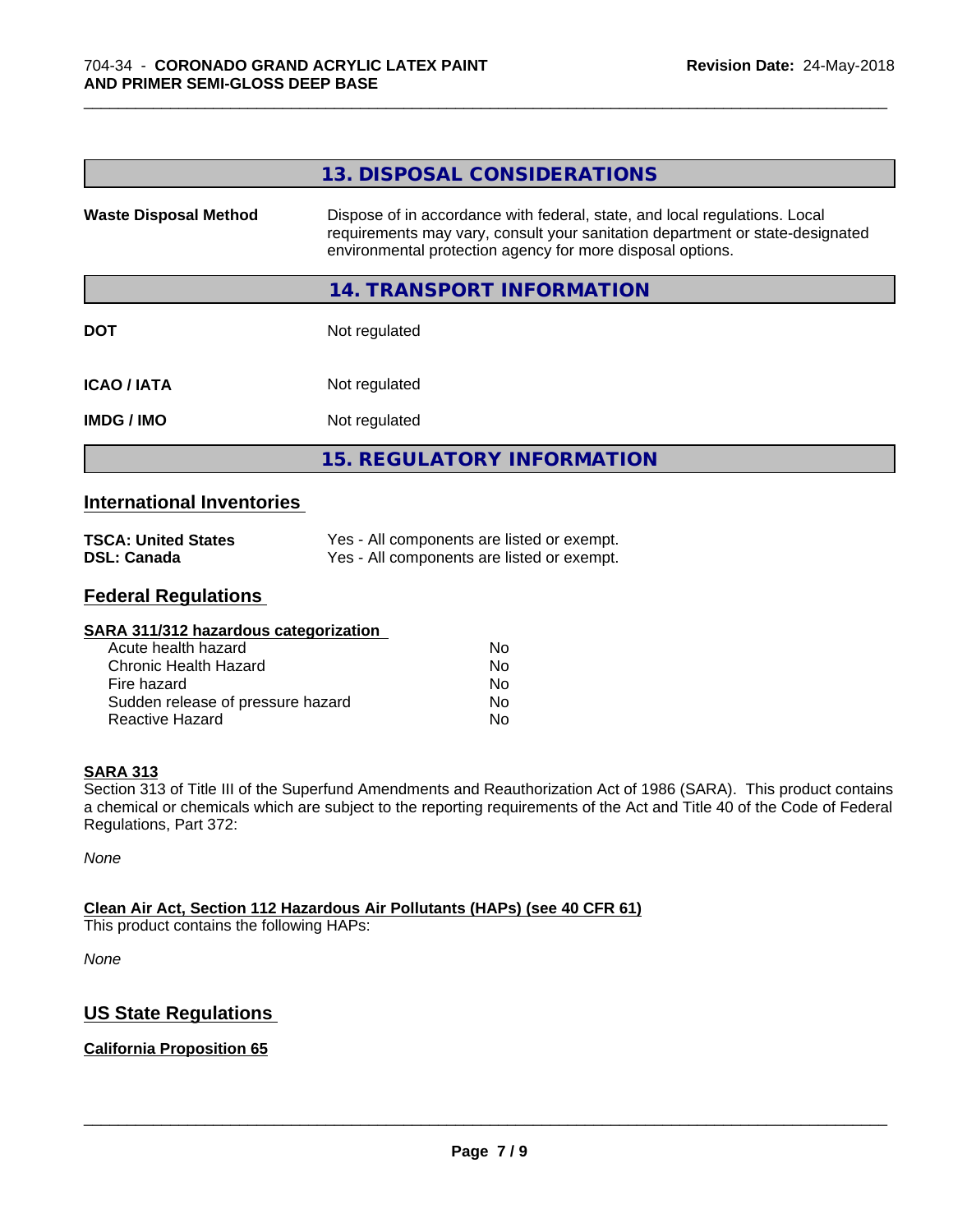## 13. DISPOSAL CONSIDERATIONS

| | |
|---|---|
| **Waste Disposal Method** | Dispose of in accordance with federal, state, and local regulations. Local requirements may vary, consult your sanitation department or state-designated environmental protection agency for more disposal options. |

## 14. TRANSPORT INFORMATION

| | |
|---|---|
| **DOT** | Not regulated |
| **ICAO / IATA** | Not regulated |
| **IMDG / IMO** | Not regulated |

## 15. REGULATORY INFORMATION

### International Inventories

| | |
|---|---|
| **TSCA: United States** | Yes - All components are listed or exempt. |
| **DSL: Canada** | Yes - All components are listed or exempt. |

### Federal Regulations

**SARA 311/312 hazardous categorization**

| | |
|---|---|
| Acute health hazard | No |
| Chronic Health Hazard | No |
| Fire hazard | No |
| Sudden release of pressure hazard | No |
| Reactive Hazard | No |

**SARA 313**

Section 313 of Title III of the Superfund Amendments and Reauthorization Act of 1986 (SARA). This product contains a chemical or chemicals which are subject to the reporting requirements of the Act and Title 40 of the Code of Federal Regulations, Part 372:

*None*

**Clean Air Act, Section 112 Hazardous Air Pollutants (HAPs) (see 40 CFR 61)**

This product contains the following HAPs:

*None*

### US State Regulations

**California Proposition 65**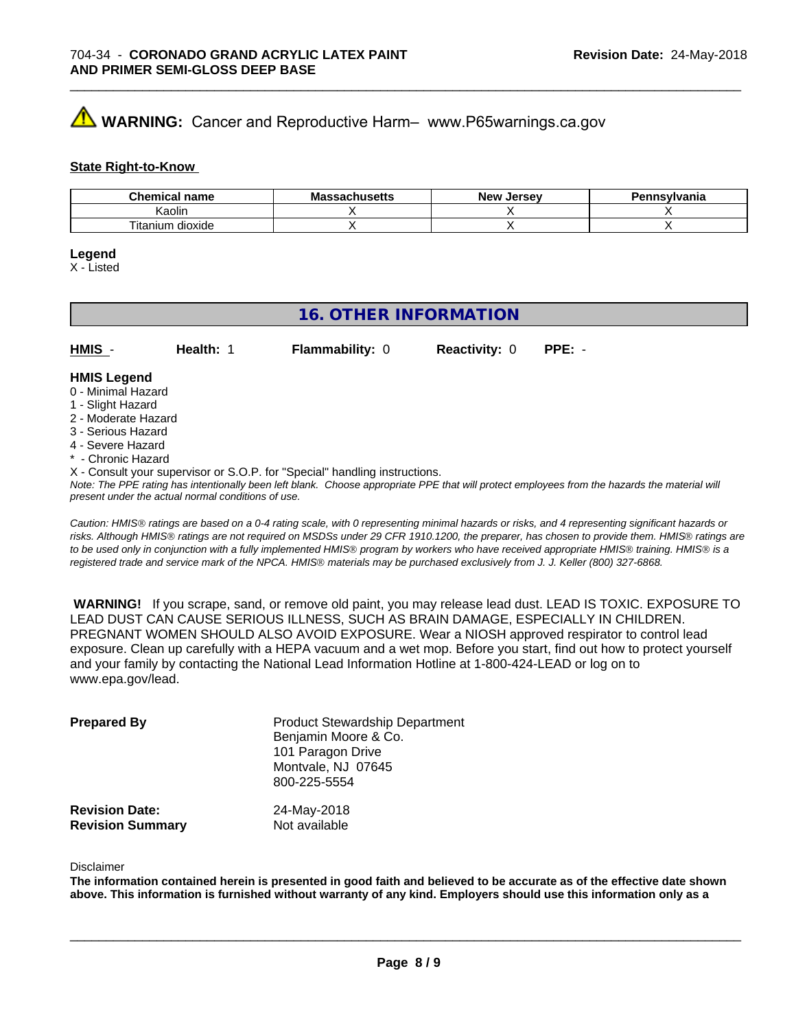**WARNING:** Cancer and Reproductive Harm– www.P65warnings.ca.gov

**State Right-to-Know**

| Chemical name | Massachusetts | New Jersey | Pennsylvania |
|---|---|---|---|
| Kaolin | X | X | X |
| Titanium dioxide | X | X | X |

**Legend**

X - Listed

## 16. OTHER INFORMATION

**HMIS** - **Health:** 1 **Flammability:** 0 **Reactivity:** 0 **PPE:** -

**HMIS Legend**

0 - Minimal Hazard
1 - Slight Hazard
2 - Moderate Hazard
3 - Serious Hazard
4 - Severe Hazard
* - Chronic Hazard
X - Consult your supervisor or S.O.P. for "Special" handling instructions.

*Note: The PPE rating has intentionally been left blank. Choose appropriate PPE that will protect employees from the hazards the material will present under the actual normal conditions of use.*

*Caution: HMIS® ratings are based on a 0-4 rating scale, with 0 representing minimal hazards or risks, and 4 representing significant hazards or risks. Although HMIS® ratings are not required on MSDSs under 29 CFR 1910.1200, the preparer, has chosen to provide them. HMIS® ratings are to be used only in conjunction with a fully implemented HMIS® program by workers who have received appropriate HMIS® training. HMIS® is a registered trade and service mark of the NPCA. HMIS® materials may be purchased exclusively from J. J. Keller (800) 327-6868.*

**WARNING!** If you scrape, sand, or remove old paint, you may release lead dust. LEAD IS TOXIC. EXPOSURE TO LEAD DUST CAN CAUSE SERIOUS ILLNESS, SUCH AS BRAIN DAMAGE, ESPECIALLY IN CHILDREN. PREGNANT WOMEN SHOULD ALSO AVOID EXPOSURE. Wear a NIOSH approved respirator to control lead exposure. Clean up carefully with a HEPA vacuum and a wet mop. Before you start, find out how to protect yourself and your family by contacting the National Lead Information Hotline at 1-800-424-LEAD or log on to www.epa.gov/lead.

**Prepared By**
Product Stewardship Department
Benjamin Moore & Co.
101 Paragon Drive
Montvale, NJ 07645
800-225-5554

**Revision Date:** 24-May-2018
**Revision Summary** Not available

Disclaimer

**The information contained herein is presented in good faith and believed to be accurate as of the effective date shown above. This information is furnished without warranty of any kind. Employers should use this information only as a**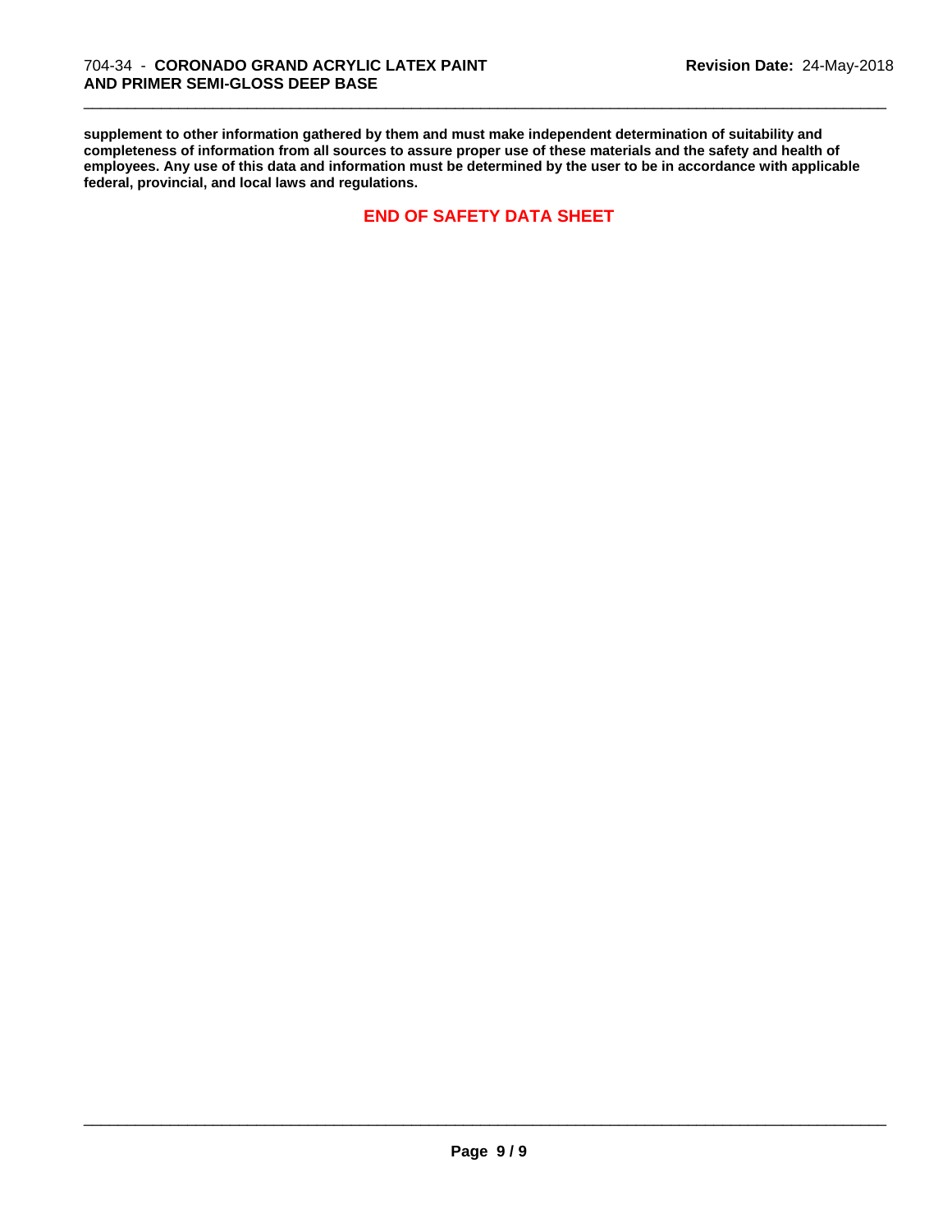**supplement to other information gathered by them and must make independent determination of suitability and completeness of information from all sources to assure proper use of these materials and the safety and health of employees. Any use of this data and information must be determined by the user to be in accordance with applicable federal, provincial, and local laws and regulations.**

**END OF SAFETY DATA SHEET**